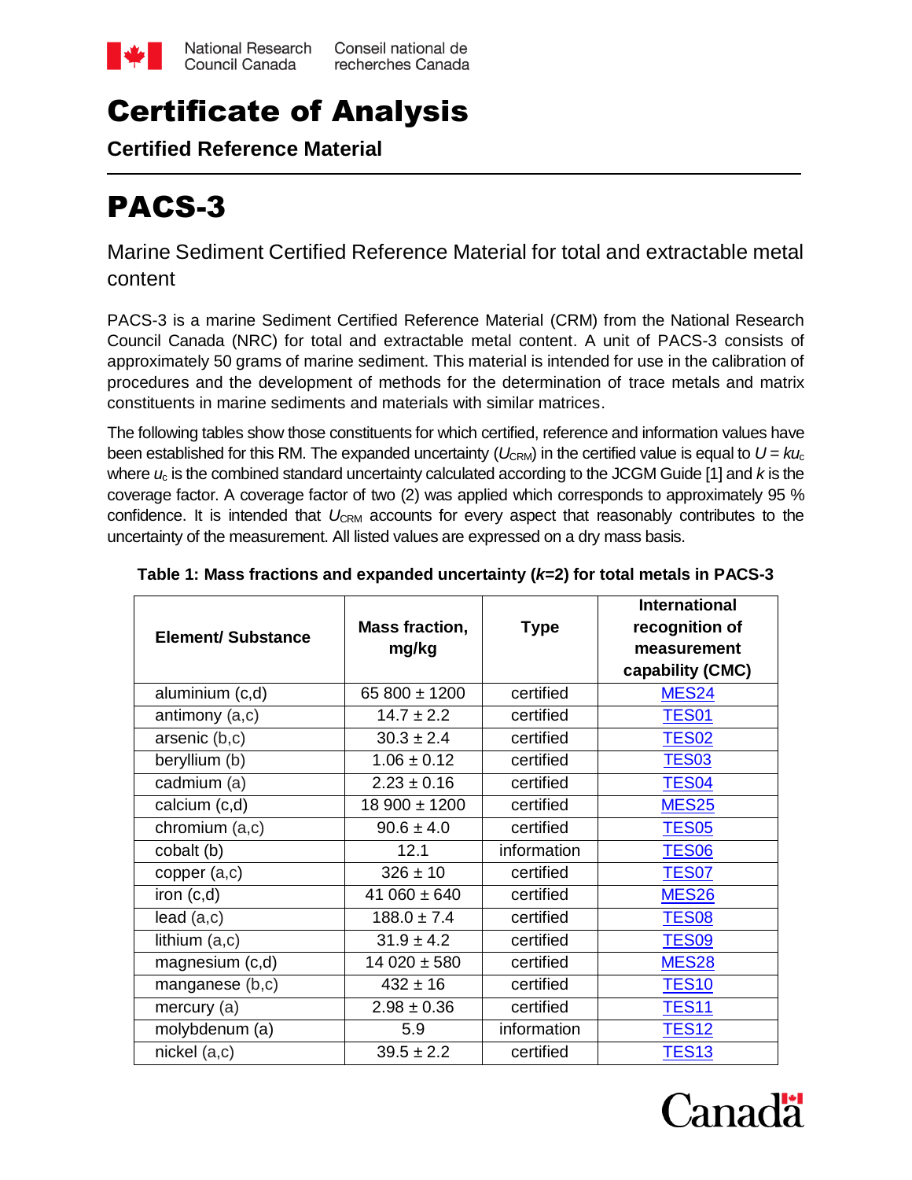National Research Council Canada | Conseil national de recherches Canada

# Certificate of Analysis

**Certified Reference Material**

# PACS-3

## Marine Sediment Certified Reference Material for total and extractable metal content

PACS-3 is a marine Sediment Certified Reference Material (CRM) from the National Research Council Canada (NRC) for total and extractable metal content. A unit of PACS-3 consists of approximately 50 grams of marine sediment. This material is intended for use in the calibration of procedures and the development of methods for the determination of trace metals and matrix constituents in marine sediments and materials with similar matrices.

The following tables show those constituents for which certified, reference and information values have been established for this RM. The expanded uncertainty ($U_{CRM}$) in the certified value is equal to $U = ku_c$ where $u_c$ is the combined standard uncertainty calculated according to the JCGM Guide [1] and $k$ is the coverage factor. A coverage factor of two (2) was applied which corresponds to approximately 95 % confidence. It is intended that $U_{CRM}$ accounts for every aspect that reasonably contributes to the uncertainty of the measurement. All listed values are expressed on a dry mass basis.

**Table 1: Mass fractions and expanded uncertainty (*k*=2) for total metals in PACS-3**

| Element/ Substance | Mass fraction, mg/kg | Type | International recognition of measurement capability (CMC) |
|---|---|---|---|
| aluminium (c,d) | 65 800 ± 1200 | certified | MES24 |
| antimony (a,c) | 14.7 ± 2.2 | certified | TES01 |
| arsenic (b,c) | 30.3 ± 2.4 | certified | TES02 |
| beryllium (b) | 1.06 ± 0.12 | certified | TES03 |
| cadmium (a) | 2.23 ± 0.16 | certified | TES04 |
| calcium (c,d) | 18 900 ± 1200 | certified | MES25 |
| chromium (a,c) | 90.6 ± 4.0 | certified | TES05 |
| cobalt (b) | 12.1 | information | TES06 |
| copper (a,c) | 326 ± 10 | certified | TES07 |
| iron (c,d) | 41 060 ± 640 | certified | MES26 |
| lead (a,c) | 188.0 ± 7.4 | certified | TES08 |
| lithium (a,c) | 31.9 ± 4.2 | certified | TES09 |
| magnesium (c,d) | 14 020 ± 580 | certified | MES28 |
| manganese (b,c) | 432 ± 16 | certified | TES10 |
| mercury (a) | 2.98 ± 0.36 | certified | TES11 |
| molybdenum (a) | 5.9 | information | TES12 |
| nickel (a,c) | 39.5 ± 2.2 | certified | TES13 |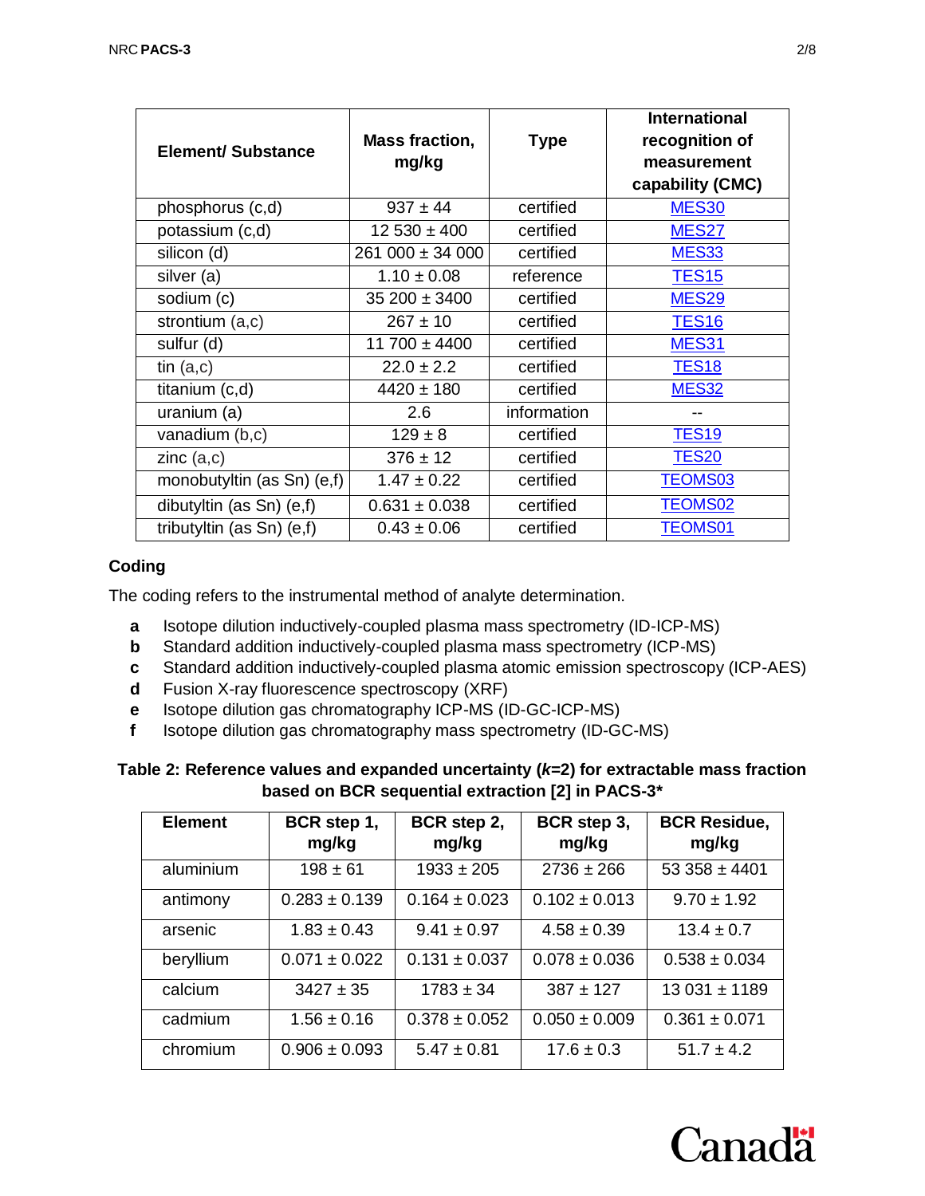| Element/ Substance | Mass fraction, mg/kg | Type | International recognition of measurement capability (CMC) |
|---|---|---|---|
| phosphorus (c,d) | 937 ± 44 | certified | MES30 |
| potassium (c,d) | 12 530 ± 400 | certified | MES27 |
| silicon (d) | 261 000 ± 34 000 | certified | MES33 |
| silver (a) | 1.10 ± 0.08 | reference | TES15 |
| sodium (c) | 35 200 ± 3400 | certified | MES29 |
| strontium (a,c) | 267 ± 10 | certified | TES16 |
| sulfur (d) | 11 700 ± 4400 | certified | MES31 |
| tin (a,c) | 22.0 ± 2.2 | certified | TES18 |
| titanium (c,d) | 4420 ± 180 | certified | MES32 |
| uranium (a) | 2.6 | information | -- |
| vanadium (b,c) | 129 ± 8 | certified | TES19 |
| zinc (a,c) | 376 ± 12 | certified | TES20 |
| monobutyltin (as Sn) (e,f) | 1.47 ± 0.22 | certified | TEOMS03 |
| dibutyltin (as Sn) (e,f) | 0.631 ± 0.038 | certified | TEOMS02 |
| tributyltin (as Sn) (e,f) | 0.43 ± 0.06 | certified | TEOMS01 |

## Coding

The coding refers to the instrumental method of analyte determination.

- **a** Isotope dilution inductively-coupled plasma mass spectrometry (ID-ICP-MS)
- **b** Standard addition inductively-coupled plasma mass spectrometry (ICP-MS)
- **c** Standard addition inductively-coupled plasma atomic emission spectroscopy (ICP-AES)
- **d** Fusion X-ray fluorescence spectroscopy (XRF)
- **e** Isotope dilution gas chromatography ICP-MS (ID-GC-ICP-MS)
- **f** Isotope dilution gas chromatography mass spectrometry (ID-GC-MS)

**Table 2: Reference values and expanded uncertainty (*k*=2) for extractable mass fraction based on BCR sequential extraction [2] in PACS-3***

| Element | BCR step 1, mg/kg | BCR step 2, mg/kg | BCR step 3, mg/kg | BCR Residue, mg/kg |
|---|---|---|---|---|
| aluminium | 198 ± 61 | 1933 ± 205 | 2736 ± 266 | 53 358 ± 4401 |
| antimony | 0.283 ± 0.139 | 0.164 ± 0.023 | 0.102 ± 0.013 | 9.70 ± 1.92 |
| arsenic | 1.83 ± 0.43 | 9.41 ± 0.97 | 4.58 ± 0.39 | 13.4 ± 0.7 |
| beryllium | 0.071 ± 0.022 | 0.131 ± 0.037 | 0.078 ± 0.036 | 0.538 ± 0.034 |
| calcium | 3427 ± 35 | 1783 ± 34 | 387 ± 127 | 13 031 ± 1189 |
| cadmium | 1.56 ± 0.16 | 0.378 ± 0.052 | 0.050 ± 0.009 | 0.361 ± 0.071 |
| chromium | 0.906 ± 0.093 | 5.47 ± 0.81 | 17.6 ± 0.3 | 51.7 ± 4.2 |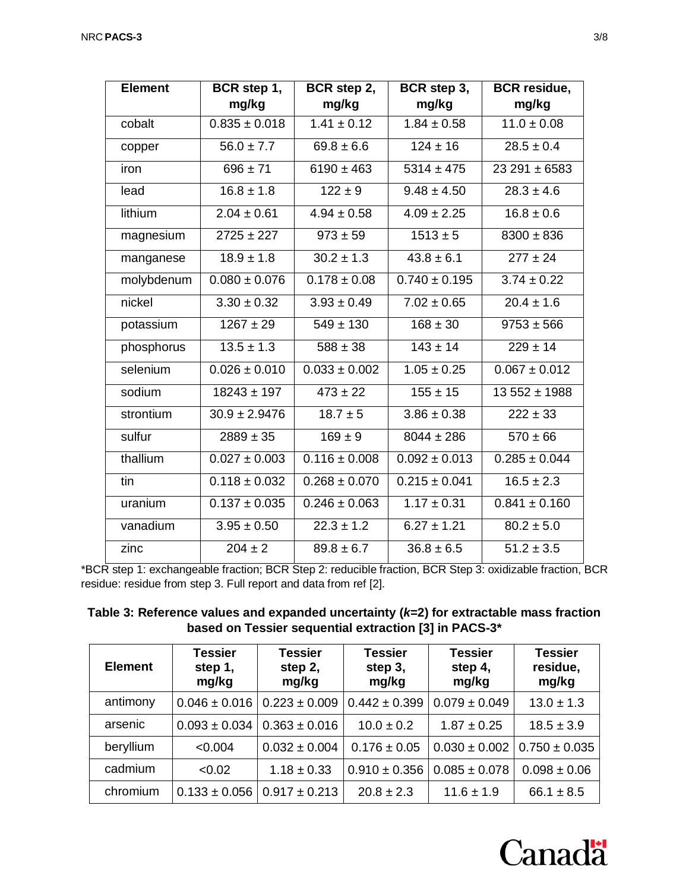| Element | BCR step 1, mg/kg | BCR step 2, mg/kg | BCR step 3, mg/kg | BCR residue, mg/kg |
|---|---|---|---|---|
| cobalt | 0.835 ± 0.018 | 1.41 ± 0.12 | 1.84 ± 0.58 | 11.0 ± 0.08 |
| copper | 56.0 ± 7.7 | 69.8 ± 6.6 | 124 ± 16 | 28.5 ± 0.4 |
| iron | 696 ± 71 | 6190 ± 463 | 5314 ± 475 | 23 291 ± 6583 |
| lead | 16.8 ± 1.8 | 122 ± 9 | 9.48 ± 4.50 | 28.3 ± 4.6 |
| lithium | 2.04 ± 0.61 | 4.94 ± 0.58 | 4.09 ± 2.25 | 16.8 ± 0.6 |
| magnesium | 2725 ± 227 | 973 ± 59 | 1513 ± 5 | 8300 ± 836 |
| manganese | 18.9 ± 1.8 | 30.2 ± 1.3 | 43.8 ± 6.1 | 277 ± 24 |
| molybdenum | 0.080 ± 0.076 | 0.178 ± 0.08 | 0.740 ± 0.195 | 3.74 ± 0.22 |
| nickel | 3.30 ± 0.32 | 3.93 ± 0.49 | 7.02 ± 0.65 | 20.4 ± 1.6 |
| potassium | 1267 ± 29 | 549 ± 130 | 168 ± 30 | 9753 ± 566 |
| phosphorus | 13.5 ± 1.3 | 588 ± 38 | 143 ± 14 | 229 ± 14 |
| selenium | 0.026 ± 0.010 | 0.033 ± 0.002 | 1.05 ± 0.25 | 0.067 ± 0.012 |
| sodium | 18243 ± 197 | 473 ± 22 | 155 ± 15 | 13 552 ± 1988 |
| strontium | 30.9 ± 2.9476 | 18.7 ± 5 | 3.86 ± 0.38 | 222 ± 33 |
| sulfur | 2889 ± 35 | 169 ± 9 | 8044 ± 286 | 570 ± 66 |
| thallium | 0.027 ± 0.003 | 0.116 ± 0.008 | 0.092 ± 0.013 | 0.285 ± 0.044 |
| tin | 0.118 ± 0.032 | 0.268 ± 0.070 | 0.215 ± 0.041 | 16.5 ± 2.3 |
| uranium | 0.137 ± 0.035 | 0.246 ± 0.063 | 1.17 ± 0.31 | 0.841 ± 0.160 |
| vanadium | 3.95 ± 0.50 | 22.3 ± 1.2 | 6.27 ± 1.21 | 80.2 ± 5.0 |
| zinc | 204 ± 2 | 89.8 ± 6.7 | 36.8 ± 6.5 | 51.2 ± 3.5 |

*BCR step 1: exchangeable fraction; BCR Step 2: reducible fraction, BCR Step 3: oxidizable fraction, BCR residue: residue from step 3. Full report and data from ref [2].

**Table 3: Reference values and expanded uncertainty ($k$=2) for extractable mass fraction based on Tessier sequential extraction [3] in PACS-3***

| Element | Tessier step 1, mg/kg | Tessier step 2, mg/kg | Tessier step 3, mg/kg | Tessier step 4, mg/kg | Tessier residue, mg/kg |
|---|---|---|---|---|---|
| antimony | 0.046 ± 0.016 | 0.223 ± 0.009 | 0.442 ± 0.399 | 0.079 ± 0.049 | 13.0 ± 1.3 |
| arsenic | 0.093 ± 0.034 | 0.363 ± 0.016 | 10.0 ± 0.2 | 1.87 ± 0.25 | 18.5 ± 3.9 |
| beryllium | <0.004 | 0.032 ± 0.004 | 0.176 ± 0.05 | 0.030 ± 0.002 | 0.750 ± 0.035 |
| cadmium | <0.02 | 1.18 ± 0.33 | 0.910 ± 0.356 | 0.085 ± 0.078 | 0.098 ± 0.06 |
| chromium | 0.133 ± 0.056 | 0.917 ± 0.213 | 20.8 ± 2.3 | 11.6 ± 1.9 | 66.1 ± 8.5 |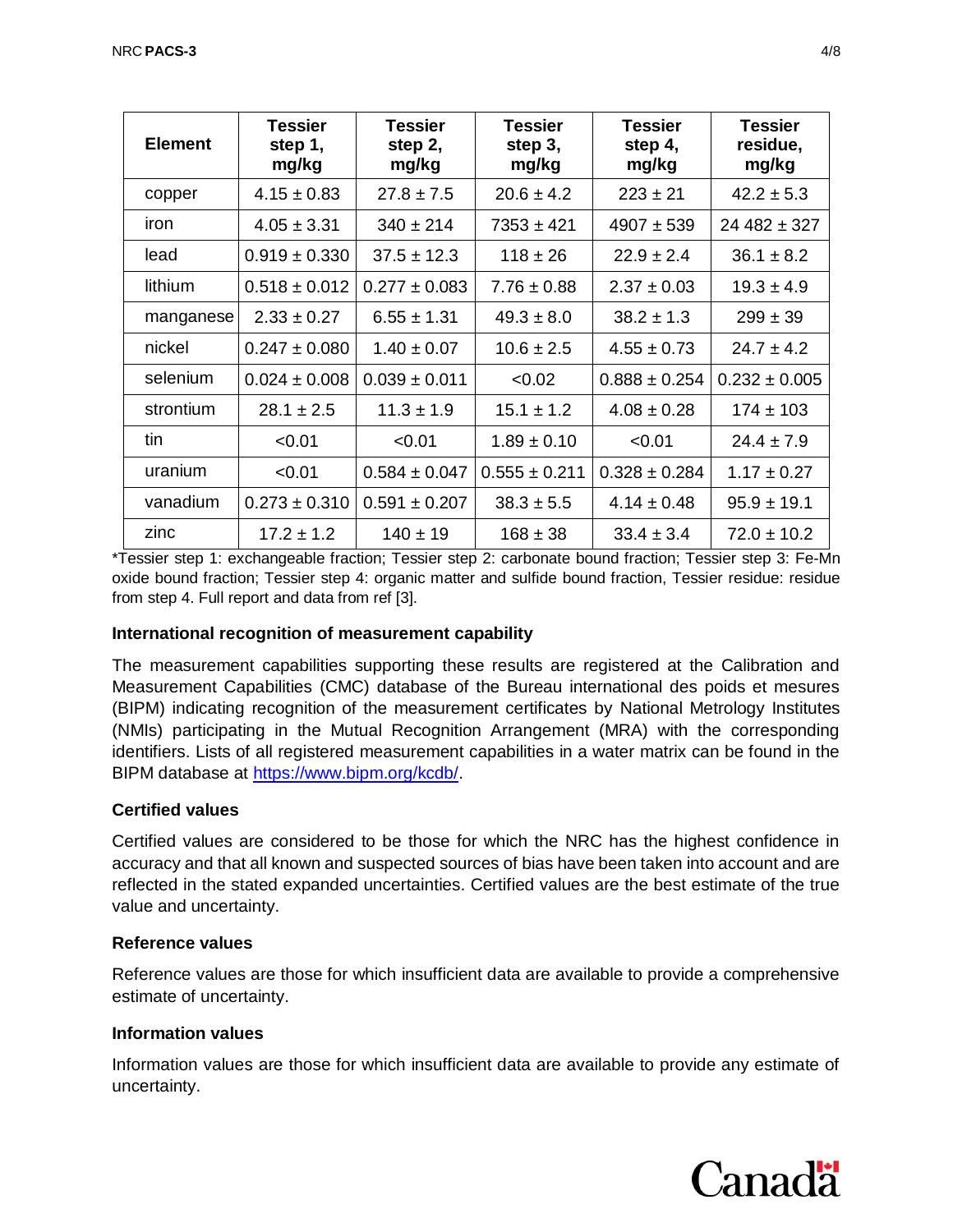| Element | Tessier step 1, mg/kg | Tessier step 2, mg/kg | Tessier step 3, mg/kg | Tessier step 4, mg/kg | Tessier residue, mg/kg |
|---|---|---|---|---|---|
| copper | 4.15 ± 0.83 | 27.8 ± 7.5 | 20.6 ± 4.2 | 223 ± 21 | 42.2 ± 5.3 |
| iron | 4.05 ± 3.31 | 340 ± 214 | 7353 ± 421 | 4907 ± 539 | 24 482 ± 327 |
| lead | 0.919 ± 0.330 | 37.5 ± 12.3 | 118 ± 26 | 22.9 ± 2.4 | 36.1 ± 8.2 |
| lithium | 0.518 ± 0.012 | 0.277 ± 0.083 | 7.76 ± 0.88 | 2.37 ± 0.03 | 19.3 ± 4.9 |
| manganese | 2.33 ± 0.27 | 6.55 ± 1.31 | 49.3 ± 8.0 | 38.2 ± 1.3 | 299 ± 39 |
| nickel | 0.247 ± 0.080 | 1.40 ± 0.07 | 10.6 ± 2.5 | 4.55 ± 0.73 | 24.7 ± 4.2 |
| selenium | 0.024 ± 0.008 | 0.039 ± 0.011 | <0.02 | 0.888 ± 0.254 | 0.232 ± 0.005 |
| strontium | 28.1 ± 2.5 | 11.3 ± 1.9 | 15.1 ± 1.2 | 4.08 ± 0.28 | 174 ± 103 |
| tin | <0.01 | <0.01 | 1.89 ± 0.10 | <0.01 | 24.4 ± 7.9 |
| uranium | <0.01 | 0.584 ± 0.047 | 0.555 ± 0.211 | 0.328 ± 0.284 | 1.17 ± 0.27 |
| vanadium | 0.273 ± 0.310 | 0.591 ± 0.207 | 38.3 ± 5.5 | 4.14 ± 0.48 | 95.9 ± 19.1 |
| zinc | 17.2 ± 1.2 | 140 ± 19 | 168 ± 38 | 33.4 ± 3.4 | 72.0 ± 10.2 |

*Tessier step 1: exchangeable fraction; Tessier step 2: carbonate bound fraction; Tessier step 3: Fe-Mn oxide bound fraction; Tessier step 4: organic matter and sulfide bound fraction, Tessier residue: residue from step 4. Full report and data from ref [3].

### International recognition of measurement capability

The measurement capabilities supporting these results are registered at the Calibration and Measurement Capabilities (CMC) database of the Bureau international des poids et mesures (BIPM) indicating recognition of the measurement certificates by National Metrology Institutes (NMIs) participating in the Mutual Recognition Arrangement (MRA) with the corresponding identifiers. Lists of all registered measurement capabilities in a water matrix can be found in the BIPM database at https://www.bipm.org/kcdb/.

### Certified values

Certified values are considered to be those for which the NRC has the highest confidence in accuracy and that all known and suspected sources of bias have been taken into account and are reflected in the stated expanded uncertainties. Certified values are the best estimate of the true value and uncertainty.

### Reference values

Reference values are those for which insufficient data are available to provide a comprehensive estimate of uncertainty.

### Information values

Information values are those for which insufficient data are available to provide any estimate of uncertainty.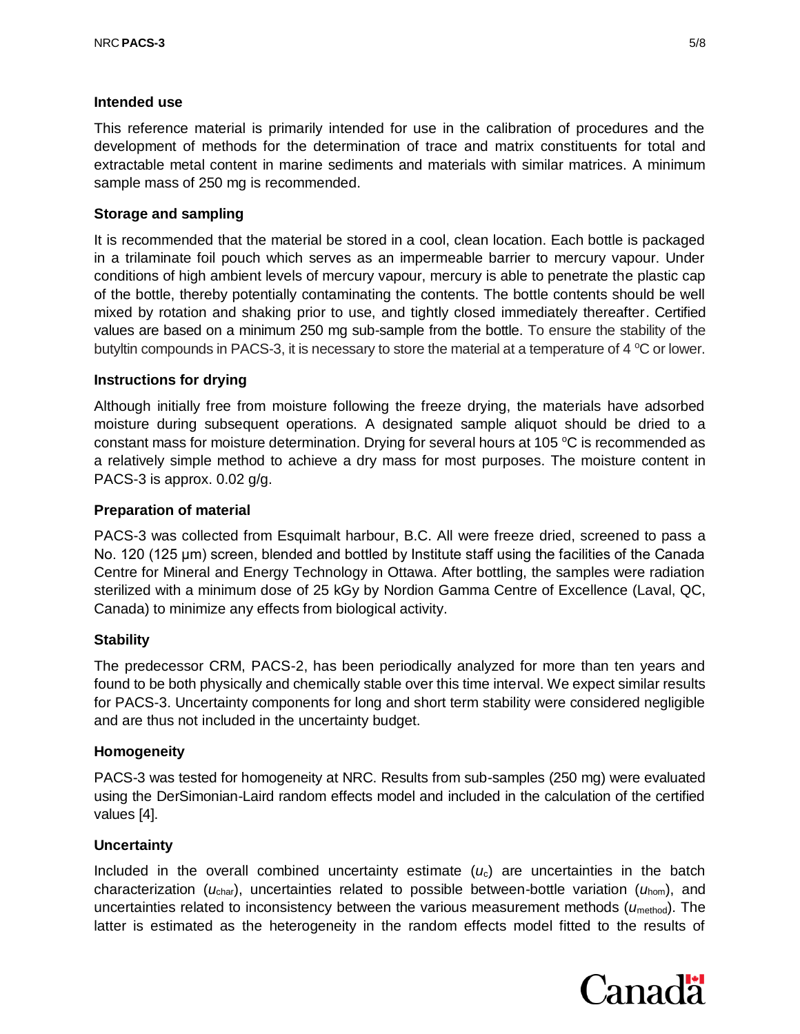## Intended use

This reference material is primarily intended for use in the calibration of procedures and the development of methods for the determination of trace and matrix constituents for total and extractable metal content in marine sediments and materials with similar matrices. A minimum sample mass of 250 mg is recommended.

## Storage and sampling

It is recommended that the material be stored in a cool, clean location. Each bottle is packaged in a trilaminate foil pouch which serves as an impermeable barrier to mercury vapour. Under conditions of high ambient levels of mercury vapour, mercury is able to penetrate the plastic cap of the bottle, thereby potentially contaminating the contents. The bottle contents should be well mixed by rotation and shaking prior to use, and tightly closed immediately thereafter. Certified values are based on a minimum 250 mg sub-sample from the bottle. To ensure the stability of the butyltin compounds in PACS-3, it is necessary to store the material at a temperature of 4 °C or lower.

## Instructions for drying

Although initially free from moisture following the freeze drying, the materials have adsorbed moisture during subsequent operations. A designated sample aliquot should be dried to a constant mass for moisture determination. Drying for several hours at 105 °C is recommended as a relatively simple method to achieve a dry mass for most purposes. The moisture content in PACS-3 is approx. 0.02 g/g.

## Preparation of material

PACS-3 was collected from Esquimalt harbour, B.C. All were freeze dried, screened to pass a No. 120 (125 µm) screen, blended and bottled by Institute staff using the facilities of the Canada Centre for Mineral and Energy Technology in Ottawa. After bottling, the samples were radiation sterilized with a minimum dose of 25 kGy by Nordion Gamma Centre of Excellence (Laval, QC, Canada) to minimize any effects from biological activity.

## Stability

The predecessor CRM, PACS-2, has been periodically analyzed for more than ten years and found to be both physically and chemically stable over this time interval. We expect similar results for PACS-3. Uncertainty components for long and short term stability were considered negligible and are thus not included in the uncertainty budget.

## Homogeneity

PACS-3 was tested for homogeneity at NRC. Results from sub-samples (250 mg) were evaluated using the DerSimonian-Laird random effects model and included in the calculation of the certified values [4].

## Uncertainty

Included in the overall combined uncertainty estimate ($u_c$) are uncertainties in the batch characterization ($u_{char}$), uncertainties related to possible between-bottle variation ($u_{hom}$), and uncertainties related to inconsistency between the various measurement methods ($u_{method}$). The latter is estimated as the heterogeneity in the random effects model fitted to the results of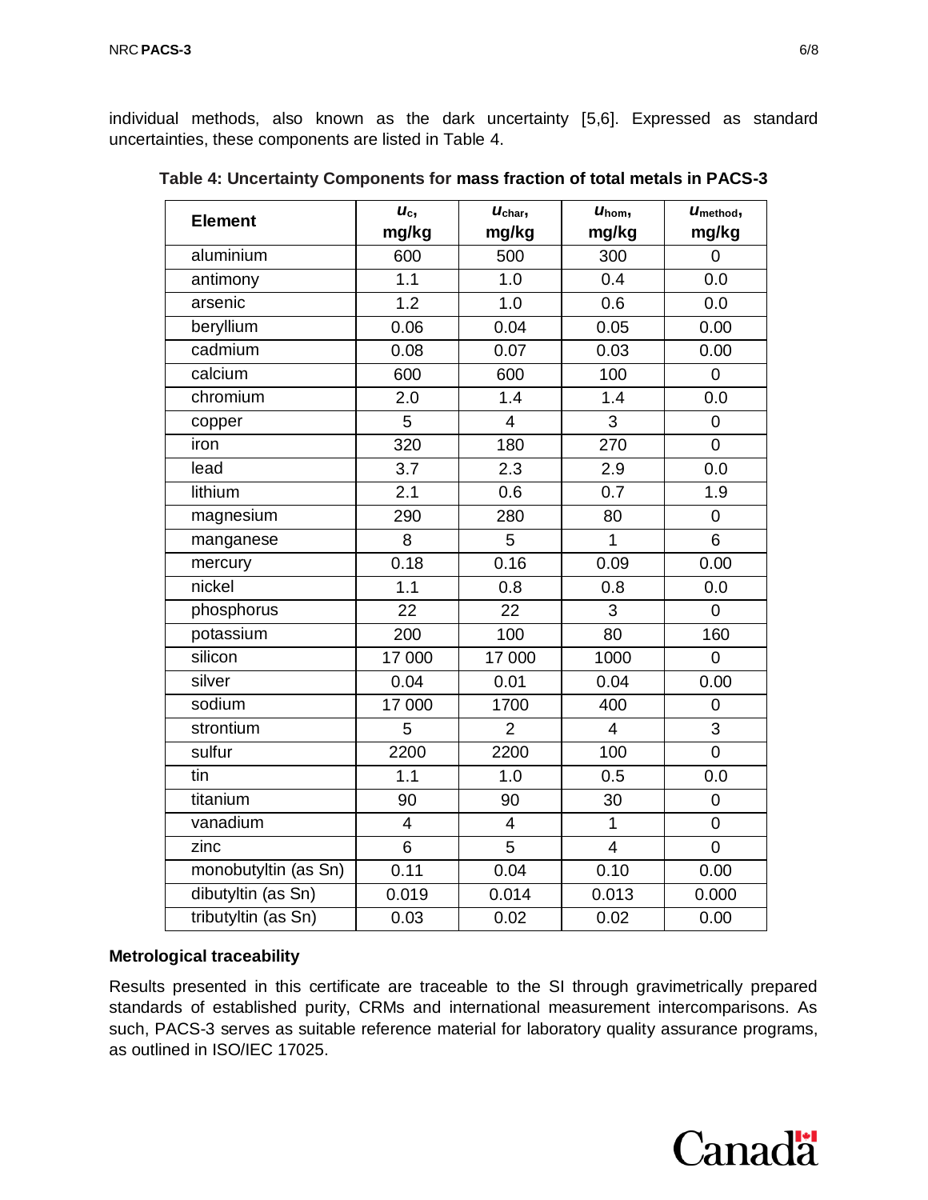individual methods, also known as the dark uncertainty [5,6]. Expressed as standard uncertainties, these components are listed in Table 4.

**Table 4: Uncertainty Components for mass fraction of total metals in PACS-3**

| Element | $u_c$, mg/kg | $u_{char}$, mg/kg | $u_{hom}$, mg/kg | $u_{method}$, mg/kg |
|---|---|---|---|---|
| aluminium | 600 | 500 | 300 | 0 |
| antimony | 1.1 | 1.0 | 0.4 | 0.0 |
| arsenic | 1.2 | 1.0 | 0.6 | 0.0 |
| beryllium | 0.06 | 0.04 | 0.05 | 0.00 |
| cadmium | 0.08 | 0.07 | 0.03 | 0.00 |
| calcium | 600 | 600 | 100 | 0 |
| chromium | 2.0 | 1.4 | 1.4 | 0.0 |
| copper | 5 | 4 | 3 | 0 |
| iron | 320 | 180 | 270 | 0 |
| lead | 3.7 | 2.3 | 2.9 | 0.0 |
| lithium | 2.1 | 0.6 | 0.7 | 1.9 |
| magnesium | 290 | 280 | 80 | 0 |
| manganese | 8 | 5 | 1 | 6 |
| mercury | 0.18 | 0.16 | 0.09 | 0.00 |
| nickel | 1.1 | 0.8 | 0.8 | 0.0 |
| phosphorus | 22 | 22 | 3 | 0 |
| potassium | 200 | 100 | 80 | 160 |
| silicon | 17 000 | 17 000 | 1000 | 0 |
| silver | 0.04 | 0.01 | 0.04 | 0.00 |
| sodium | 17 000 | 1700 | 400 | 0 |
| strontium | 5 | 2 | 4 | 3 |
| sulfur | 2200 | 2200 | 100 | 0 |
| tin | 1.1 | 1.0 | 0.5 | 0.0 |
| titanium | 90 | 90 | 30 | 0 |
| vanadium | 4 | 4 | 1 | 0 |
| zinc | 6 | 5 | 4 | 0 |
| monobutyltin (as Sn) | 0.11 | 0.04 | 0.10 | 0.00 |
| dibutyltin (as Sn) | 0.019 | 0.014 | 0.013 | 0.000 |
| tributyltin (as Sn) | 0.03 | 0.02 | 0.02 | 0.00 |

**Metrological traceability**

Results presented in this certificate are traceable to the SI through gravimetrically prepared standards of established purity, CRMs and international measurement intercomparisons. As such, PACS-3 serves as suitable reference material for laboratory quality assurance programs, as outlined in ISO/IEC 17025.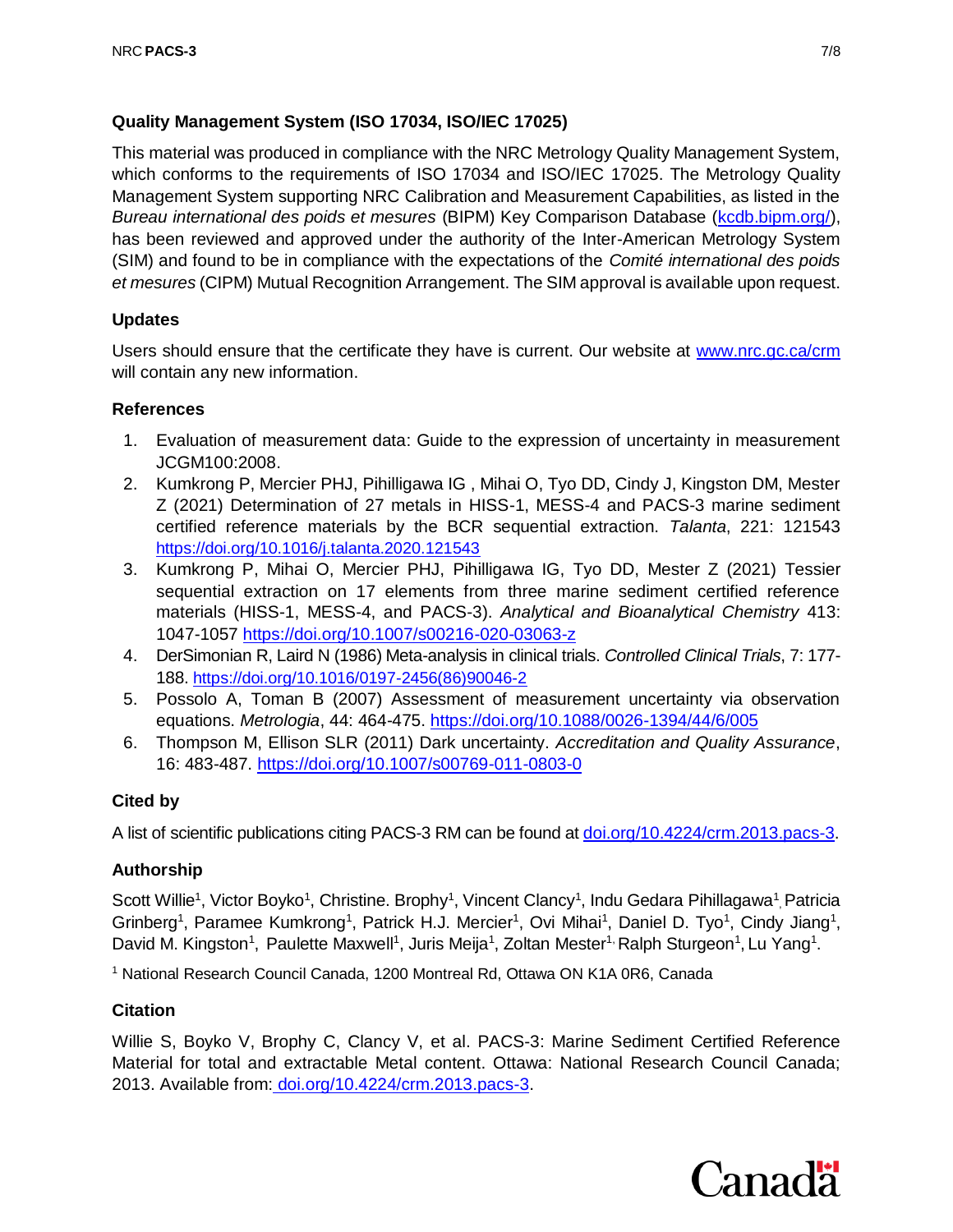## Quality Management System (ISO 17034, ISO/IEC 17025)

This material was produced in compliance with the NRC Metrology Quality Management System, which conforms to the requirements of ISO 17034 and ISO/IEC 17025. The Metrology Quality Management System supporting NRC Calibration and Measurement Capabilities, as listed in the *Bureau international des poids et mesures* (BIPM) Key Comparison Database (kcdb.bipm.org/), has been reviewed and approved under the authority of the Inter-American Metrology System (SIM) and found to be in compliance with the expectations of the *Comité international des poids et mesures* (CIPM) Mutual Recognition Arrangement. The SIM approval is available upon request.

## Updates

Users should ensure that the certificate they have is current. Our website at www.nrc.gc.ca/crm will contain any new information.

## References

1. Evaluation of measurement data: Guide to the expression of uncertainty in measurement JCGM100:2008.
2. Kumkrong P, Mercier PHJ, Pihilligawa IG , Mihai O, Tyo DD, Cindy J, Kingston DM, Mester Z (2021) Determination of 27 metals in HISS-1, MESS-4 and PACS-3 marine sediment certified reference materials by the BCR sequential extraction. *Talanta*, 221: 121543 https://doi.org/10.1016/j.talanta.2020.121543
3. Kumkrong P, Mihai O, Mercier PHJ, Pihilligawa IG, Tyo DD, Mester Z (2021) Tessier sequential extraction on 17 elements from three marine sediment certified reference materials (HISS-1, MESS-4, and PACS-3). *Analytical and Bioanalytical Chemistry* 413: 1047-1057 https://doi.org/10.1007/s00216-020-03063-z
4. DerSimonian R, Laird N (1986) Meta-analysis in clinical trials. *Controlled Clinical Trials*, 7: 177-188. https://doi.org/10.1016/0197-2456(86)90046-2
5. Possolo A, Toman B (2007) Assessment of measurement uncertainty via observation equations. *Metrologia*, 44: 464-475. https://doi.org/10.1088/0026-1394/44/6/005
6. Thompson M, Ellison SLR (2011) Dark uncertainty. *Accreditation and Quality Assurance*, 16: 483-487. https://doi.org/10.1007/s00769-011-0803-0

## Cited by

A list of scientific publications citing PACS-3 RM can be found at doi.org/10.4224/crm.2013.pacs-3.

## Authorship

Scott Willie[1], Victor Boyko[1], Christine. Brophy[1], Vincent Clancy[1], Indu Gedara Pihillagawa[1], Patricia Grinberg[1], Paramee Kumkrong[1], Patrick H.J. Mercier[1], Ovi Mihai[1], Daniel D. Tyo[1], Cindy Jiang[1], David M. Kingston[1], Paulette Maxwell[1], Juris Meija[1], Zoltan Mester[1], Ralph Sturgeon[1], Lu Yang[1].

[1] National Research Council Canada, 1200 Montreal Rd, Ottawa ON K1A 0R6, Canada

## Citation

Willie S, Boyko V, Brophy C, Clancy V, et al. PACS-3: Marine Sediment Certified Reference Material for total and extractable Metal content. Ottawa: National Research Council Canada; 2013. Available from: doi.org/10.4224/crm.2013.pacs-3.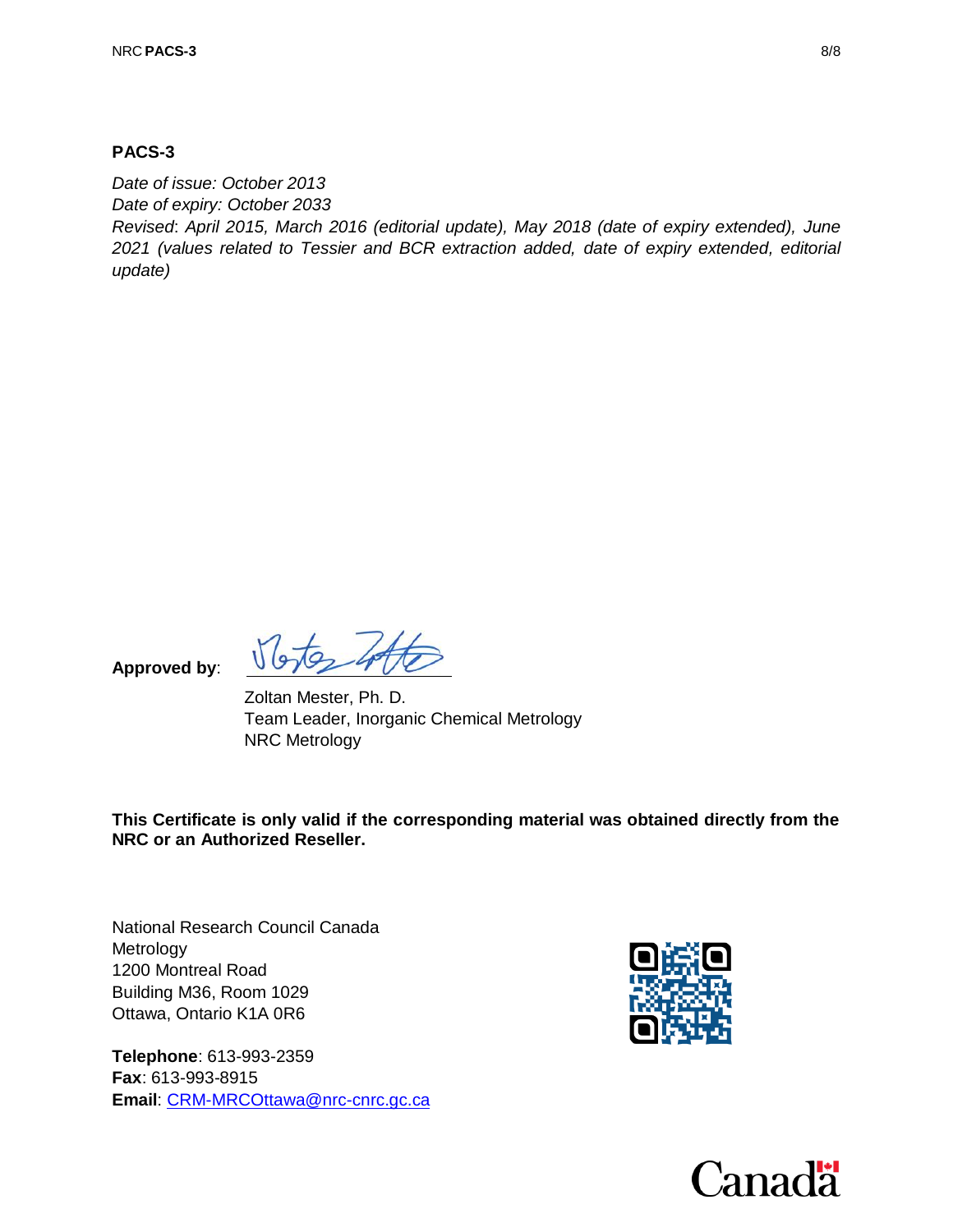**PACS-3**

*Date of issue: October 2013*
*Date of expiry: October 2033*
*Revised: April 2015, March 2016 (editorial update), May 2018 (date of expiry extended), June 2021 (values related to Tessier and BCR extraction added, date of expiry extended, editorial update)*

**Approved by**:

Zoltan Mester, Ph. D.
Team Leader, Inorganic Chemical Metrology
NRC Metrology

**This Certificate is only valid if the corresponding material was obtained directly from the NRC or an Authorized Reseller.**

National Research Council Canada
Metrology
1200 Montreal Road
Building M36, Room 1029
Ottawa, Ontario K1A 0R6

**Telephone**: 613-993-2359
**Fax**: 613-993-8915
**Email**: CRM-MRCOttawa@nrc-cnrc.gc.ca

Canada